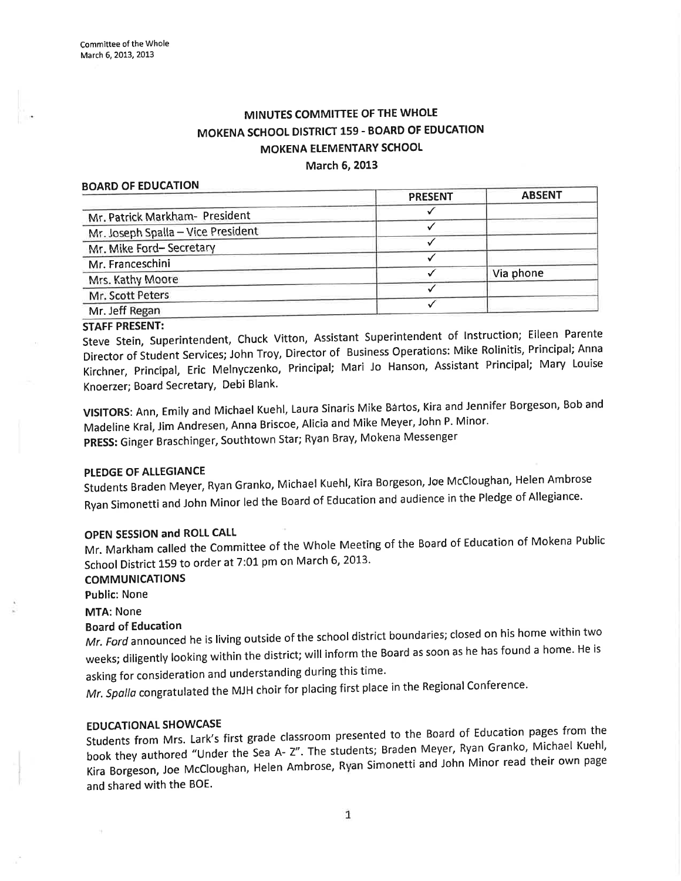# MINUTES COMMITTEE OF THE WHOLE
# MOKENA SCHOOL DISTRICT 159 - BOARD OF EDUCATION
# MOKENA ELEMENTARY SCHOOL
## March 6, 2013

**BOARD OF EDUCATION**

| | PRESENT | ABSENT |
|---|---|---|
| Mr. Patrick Markham- President | ✓ | |
| Mr. Joseph Spalla – Vice President | ✓ | |
| Mr. Mike Ford– Secretary | ✓ | |
| Mr. Franceschini | ✓ | |
| Mrs. Kathy Moore | ✓ | Via phone |
| Mr. Scott Peters | ✓ | |
| Mr. Jeff Regan | ✓ | |

**STAFF PRESENT:**
Steve Stein, Superintendent, Chuck Vitton, Assistant Superintendent of Instruction; Eileen Parente Director of Student Services; John Troy, Director of Business Operations: Mike Rolinitis, Principal; Anna Kirchner, Principal, Eric Melnyczenko, Principal; Mari Jo Hanson, Assistant Principal; Mary Louise Knoerzer; Board Secretary, Debi Blank.

**VISITORS:** Ann, Emily and Michael Kuehl, Laura Sinaris Mike Bártos, Kira and Jennifer Borgeson, Bob and Madeline Kral, Jim Andresen, Anna Briscoe, Alicia and Mike Meyer, John P. Minor.
**PRESS:** Ginger Braschinger, Southtown Star; Ryan Bray, Mokena Messenger

**PLEDGE OF ALLEGIANCE**
Students Braden Meyer, Ryan Granko, Michael Kuehl, Kira Borgeson, Joe McCloughan, Helen Ambrose Ryan Simonetti and John Minor led the Board of Education and audience in the Pledge of Allegiance.

**OPEN SESSION and ROLL CALL**
Mr. Markham called the Committee of the Whole Meeting of the Board of Education of Mokena Public School District 159 to order at 7:01 pm on March 6, 2013.

**COMMUNICATIONS**

**Public:** None

**MTA:** None

**Board of Education**
*Mr. Ford* announced he is living outside of the school district boundaries; closed on his home within two weeks; diligently looking within the district; will inform the Board as soon as he has found a home. He is asking for consideration and understanding during this time.
*Mr. Spalla* congratulated the MJH choir for placing first place in the Regional Conference.

**EDUCATIONAL SHOWCASE**
Students from Mrs. Lark's first grade classroom presented to the Board of Education pages from the book they authored "Under the Sea A- Z". The students; Braden Meyer, Ryan Granko, Michael Kuehl, Kira Borgeson, Joe McCloughan, Helen Ambrose, Ryan Simonetti and John Minor read their own page and shared with the BOE.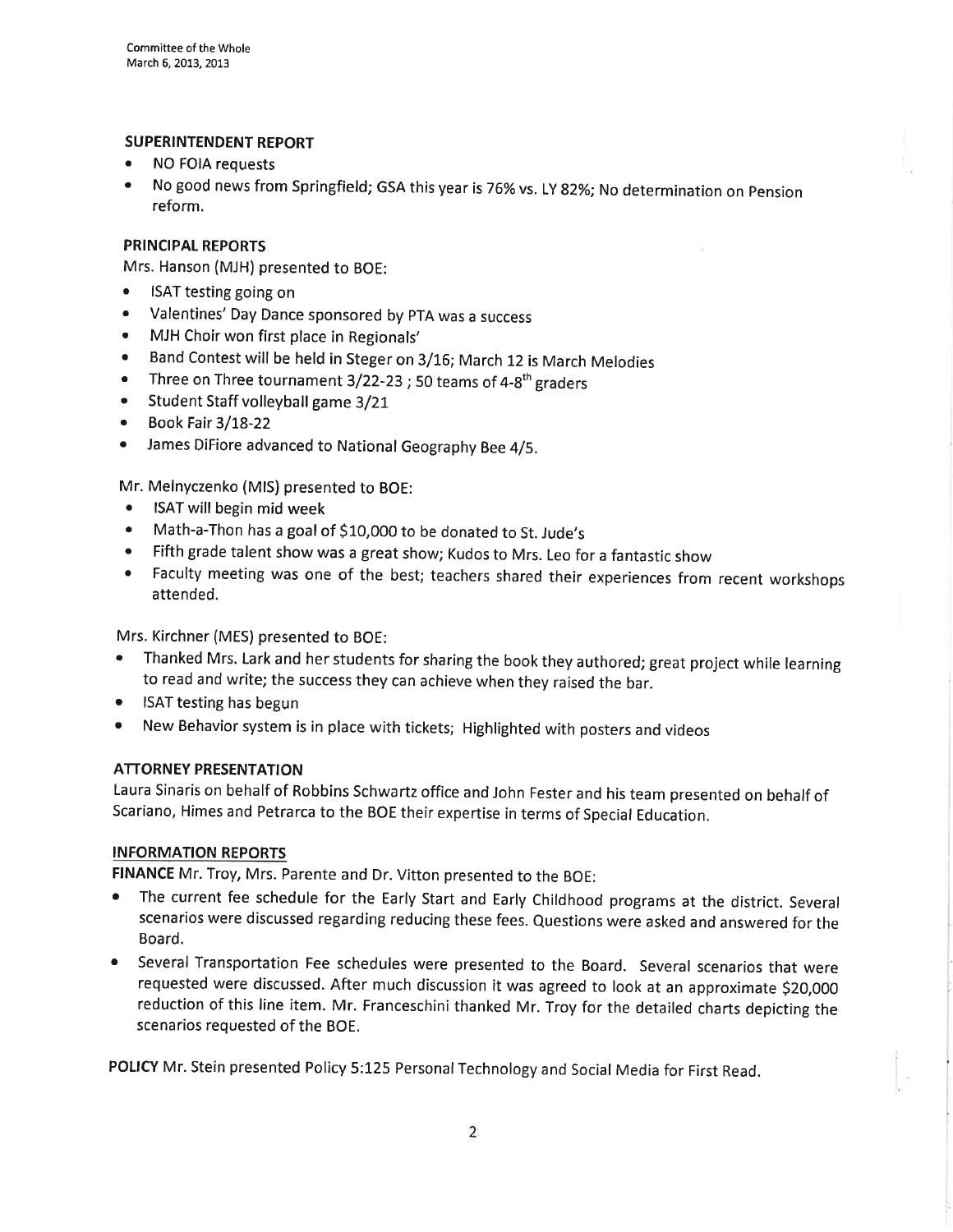### SUPERINTENDENT REPORT

- NO FOIA requests
- No good news from Springfield; GSA this year is 76% vs. LY 82%; No determination on Pension reform.

### PRINCIPAL REPORTS

Mrs. Hanson (MJH) presented to BOE:

- ISAT testing going on
- Valentines' Day Dance sponsored by PTA was a success
- MJH Choir won first place in Regionals'
- Band Contest will be held in Steger on 3/16; March 12 is March Melodies
- Three on Three tournament 3/22-23 ; 50 teams of 4-8th graders
- Student Staff volleyball game 3/21
- Book Fair 3/18-22
- James DiFiore advanced to National Geography Bee 4/5.

Mr. Melnyczenko (MIS) presented to BOE:

- ISAT will begin mid week
- Math-a-Thon has a goal of $10,000 to be donated to St. Jude's
- Fifth grade talent show was a great show; Kudos to Mrs. Leo for a fantastic show
- Faculty meeting was one of the best; teachers shared their experiences from recent workshops attended.

Mrs. Kirchner (MES) presented to BOE:

- Thanked Mrs. Lark and her students for sharing the book they authored; great project while learning to read and write; the success they can achieve when they raised the bar.
- ISAT testing has begun
- New Behavior system is in place with tickets; Highlighted with posters and videos

### ATTORNEY PRESENTATION

Laura Sinaris on behalf of Robbins Schwartz office and John Fester and his team presented on behalf of Scariano, Himes and Petrarca to the BOE their expertise in terms of Special Education.

### INFORMATION REPORTS

**FINANCE** Mr. Troy, Mrs. Parente and Dr. Vitton presented to the BOE:

- The current fee schedule for the Early Start and Early Childhood programs at the district. Several scenarios were discussed regarding reducing these fees. Questions were asked and answered for the Board.
- Several Transportation Fee schedules were presented to the Board. Several scenarios that were requested were discussed. After much discussion it was agreed to look at an approximate $20,000 reduction of this line item. Mr. Franceschini thanked Mr. Troy for the detailed charts depicting the scenarios requested of the BOE.

**POLICY** Mr. Stein presented Policy 5:125 Personal Technology and Social Media for First Read.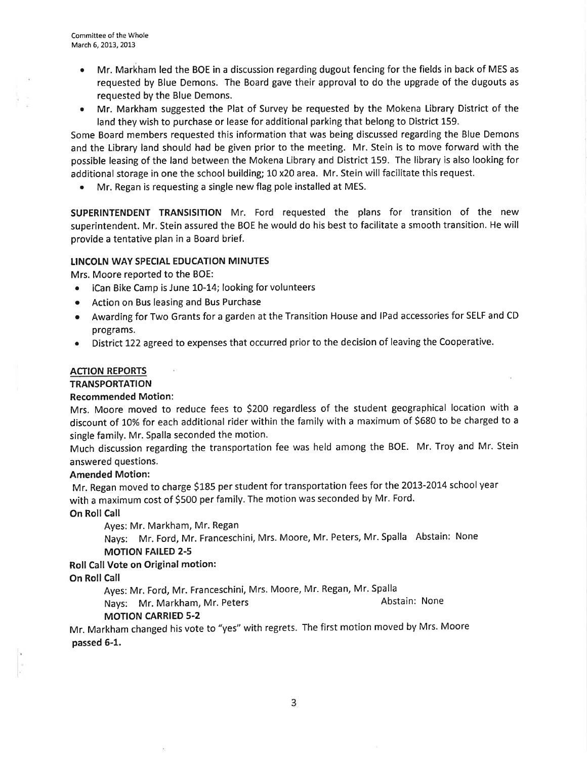- Mr. Markham led the BOE in a discussion regarding dugout fencing for the fields in back of MES as requested by Blue Demons. The Board gave their approval to do the upgrade of the dugouts as requested by the Blue Demons.
- Mr. Markham suggested the Plat of Survey be requested by the Mokena Library District of the land they wish to purchase or lease for additional parking that belong to District 159.

Some Board members requested this information that was being discussed regarding the Blue Demons and the Library land should had be given prior to the meeting. Mr. Stein is to move forward with the possible leasing of the land between the Mokena Library and District 159. The library is also looking for additional storage in one the school building; 10 x20 area. Mr. Stein will facilitate this request.

- Mr. Regan is requesting a single new flag pole installed at MES.

**SUPERINTENDENT TRANSISITION** Mr. Ford requested the plans for transition of the new superintendent. Mr. Stein assured the BOE he would do his best to facilitate a smooth transition. He will provide a tentative plan in a Board brief.

**LINCOLN WAY SPECIAL EDUCATION MINUTES**

Mrs. Moore reported to the BOE:

- iCan Bike Camp is June 10-14; looking for volunteers
- Action on Bus leasing and Bus Purchase
- Awarding for Two Grants for a garden at the Transition House and IPad accessories for SELF and CD programs.
- District 122 agreed to expenses that occurred prior to the decision of leaving the Cooperative.

**ACTION REPORTS**

**TRANSPORTATION**

**Recommended Motion:**

Mrs. Moore moved to reduce fees to $200 regardless of the student geographical location with a discount of 10% for each additional rider within the family with a maximum of $680 to be charged to a single family. Mr. Spalla seconded the motion.

Much discussion regarding the transportation fee was held among the BOE. Mr. Troy and Mr. Stein answered questions.

**Amended Motion:**

Mr. Regan moved to charge $185 per student for transportation fees for the 2013-2014 school year with a maximum cost of $500 per family. The motion was seconded by Mr. Ford.

**On Roll Call**

Ayes: Mr. Markham, Mr. Regan

Nays: Mr. Ford, Mr. Franceschini, Mrs. Moore, Mr. Peters, Mr. Spalla Abstain: None

**MOTION FAILED 2-5**

**Roll Call Vote on Original motion:**

**On Roll Call**

Ayes: Mr. Ford, Mr. Franceschini, Mrs. Moore, Mr. Regan, Mr. Spalla

Nays: Mr. Markham, Mr. Peters Abstain: None

**MOTION CARRIED 5-2**

Mr. Markham changed his vote to "yes" with regrets. The first motion moved by Mrs. Moore **passed 6-1.**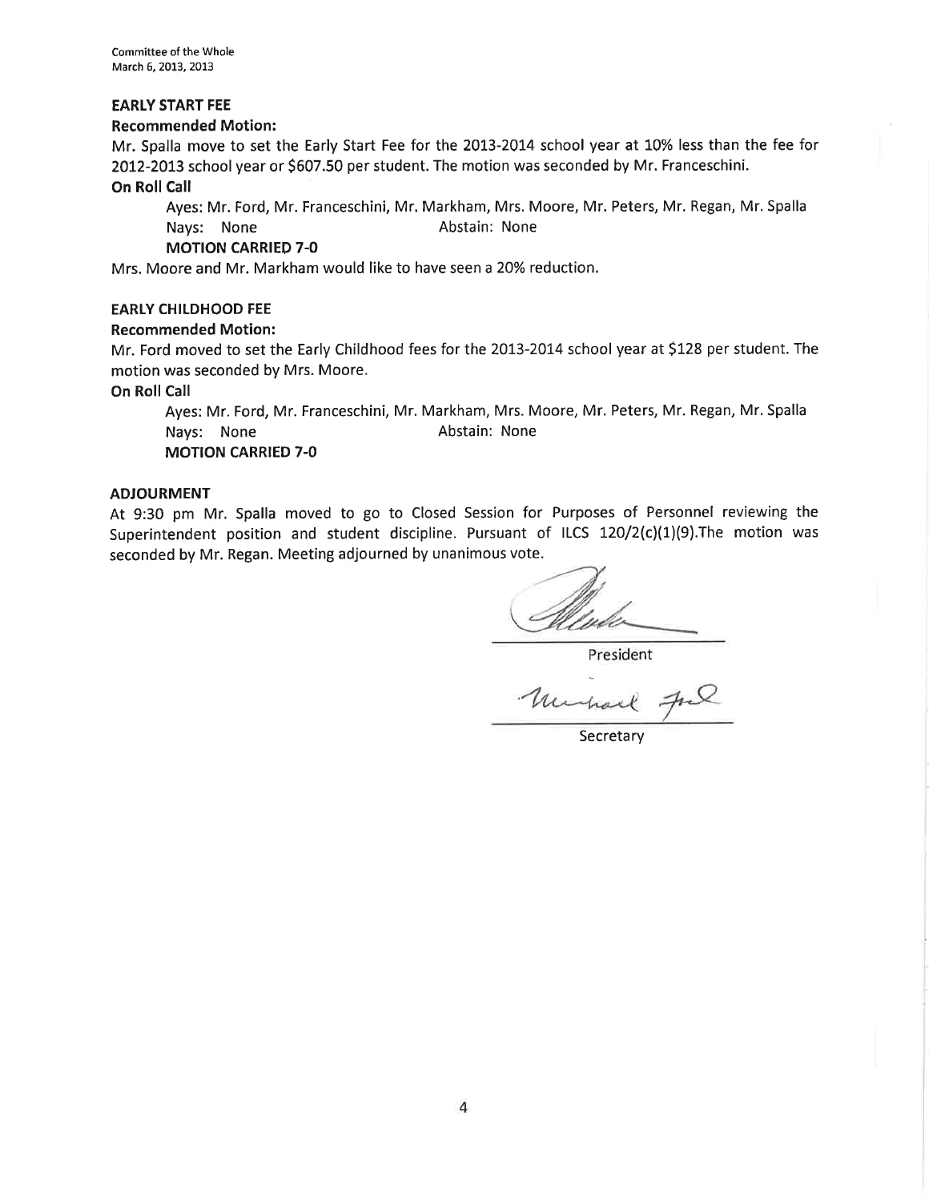### EARLY START FEE

**Recommended Motion:**

Mr. Spalla move to set the Early Start Fee for the 2013-2014 school year at 10% less than the fee for 2012-2013 school year or $607.50 per student. The motion was seconded by Mr. Franceschini.

**On Roll Call**

Ayes: Mr. Ford, Mr. Franceschini, Mr. Markham, Mrs. Moore, Mr. Peters, Mr. Regan, Mr. Spalla
Nays: None Abstain: None

**MOTION CARRIED 7-0**

Mrs. Moore and Mr. Markham would like to have seen a 20% reduction.

### EARLY CHILDHOOD FEE

**Recommended Motion:**

Mr. Ford moved to set the Early Childhood fees for the 2013-2014 school year at $128 per student. The motion was seconded by Mrs. Moore.

**On Roll Call**

Ayes: Mr. Ford, Mr. Franceschini, Mr. Markham, Mrs. Moore, Mr. Peters, Mr. Regan, Mr. Spalla
Nays: None Abstain: None

**MOTION CARRIED 7-0**

### ADJOURMENT

At 9:30 pm Mr. Spalla moved to go to Closed Session for Purposes of Personnel reviewing the Superintendent position and student discipline. Pursuant of ILCS 120/2(c)(1)(9).The motion was seconded by Mr. Regan. Meeting adjourned by unanimous vote.

President

Secretary